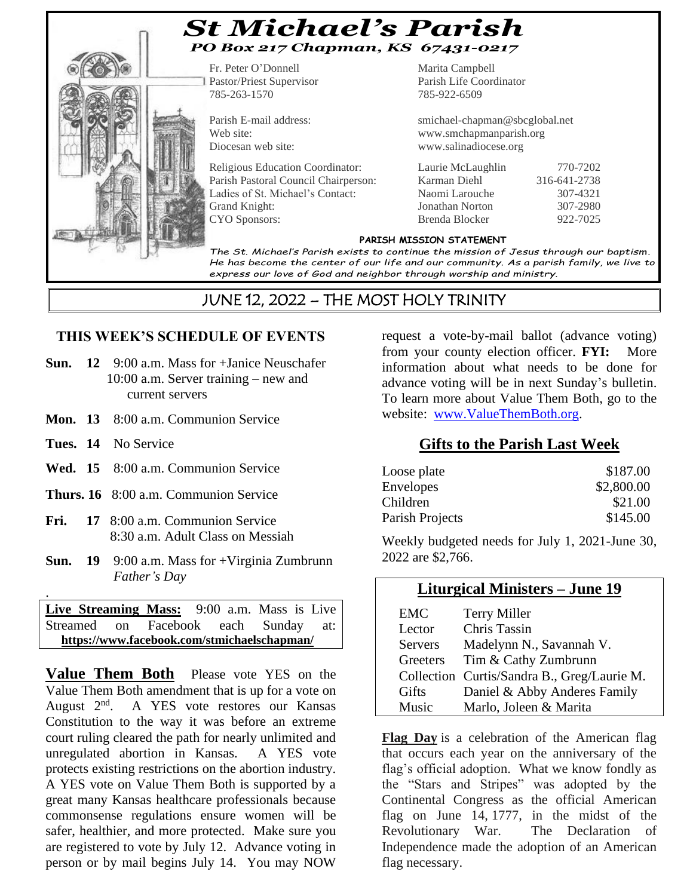# St Michael's Parish

**PO Box 217 Chapman, KS 67431-0217**

Fr. Peter O'Donnell
Pastor/Priest Supervisor
785-263-1570

Marita Campbell
Parish Life Coordinator
785-922-6509

| | |
|---|---|
| Parish E-mail address: | smichael-chapman@sbcglobal.net |
| Web site: | www.smchapmanparish.org |
| Diocesan web site: | www.salinadiocese.org |

| | | |
|---|---|---|
| Religious Education Coordinator: | Laurie McLaughlin | 770-7202 |
| Parish Pastoral Council Chairperson: | Karman Diehl | 316-641-2738 |
| Ladies of St. Michael's Contact: | Naomi Larouche | 307-4321 |
| Grand Knight: | Jonathan Norton | 307-2980 |
| CYO Sponsors: | Brenda Blocker | 922-7025 |

**PARISH MISSION STATEMENT**

*The St. Michael's Parish exists to continue the mission of Jesus through our baptism. He has become the center of our life and our community. As a parish family, we live to express our love of God and neighbor through worship and ministry.*

## JUNE 12, 2022 – THE MOST HOLY TRINITY

### THIS WEEK'S SCHEDULE OF EVENTS

- **Sun. 12** 9:00 a.m. Mass for +Janice Neuschafer
  10:00 a.m. Server training – new and current servers
- **Mon. 13** 8:00 a.m. Communion Service
- **Tues. 14** No Service
- **Wed. 15** 8:00 a.m. Communion Service
- **Thurs. 16** 8:00 a.m. Communion Service
- **Fri. 17** 8:00 a.m. Communion Service
  8:30 a.m. Adult Class on Messiah
- **Sun. 19** 9:00 a.m. Mass for +Virginia Zumbrunn
  *Father's Day*

**Live Streaming Mass:** 9:00 a.m. Mass is Live Streamed on Facebook each Sunday at: **https://www.facebook.com/stmichaelschapman/**

**Value Them Both** Please vote YES on the Value Them Both amendment that is up for a vote on August 2nd. A YES vote restores our Kansas Constitution to the way it was before an extreme court ruling cleared the path for nearly unlimited and unregulated abortion in Kansas. A YES vote protects existing restrictions on the abortion industry. A YES vote on Value Them Both is supported by a great many Kansas healthcare professionals because commonsense regulations ensure women will be safer, healthier, and more protected. Make sure you are registered to vote by July 12. Advance voting in person or by mail begins July 14. You may NOW request a vote-by-mail ballot (advance voting) from your county election officer. **FYI:** More information about what needs to be done for advance voting will be in next Sunday's bulletin. To learn more about Value Them Both, go to the website: www.ValueThemBoth.org.

### Gifts to the Parish Last Week

| | |
|---|---|
| Loose plate | $187.00 |
| Envelopes | $2,800.00 |
| Children | $21.00 |
| Parish Projects | $145.00 |

Weekly budgeted needs for July 1, 2021-June 30, 2022 are $2,766.

### Liturgical Ministers – June 19

| | |
|---|---|
| EMC | Terry Miller |
| Lector | Chris Tassin |
| Servers | Madelynn N., Savannah V. |
| Greeters | Tim & Cathy Zumbrunn |
| Collection | Curtis/Sandra B., Greg/Laurie M. |
| Gifts | Daniel & Abby Anderes Family |
| Music | Marlo, Joleen & Marita |

**Flag Day** is a celebration of the American flag that occurs each year on the anniversary of the flag's official adoption. What we know fondly as the "Stars and Stripes" was adopted by the Continental Congress as the official American flag on June 14, 1777, in the midst of the Revolutionary War. The Declaration of Independence made the adoption of an American flag necessary.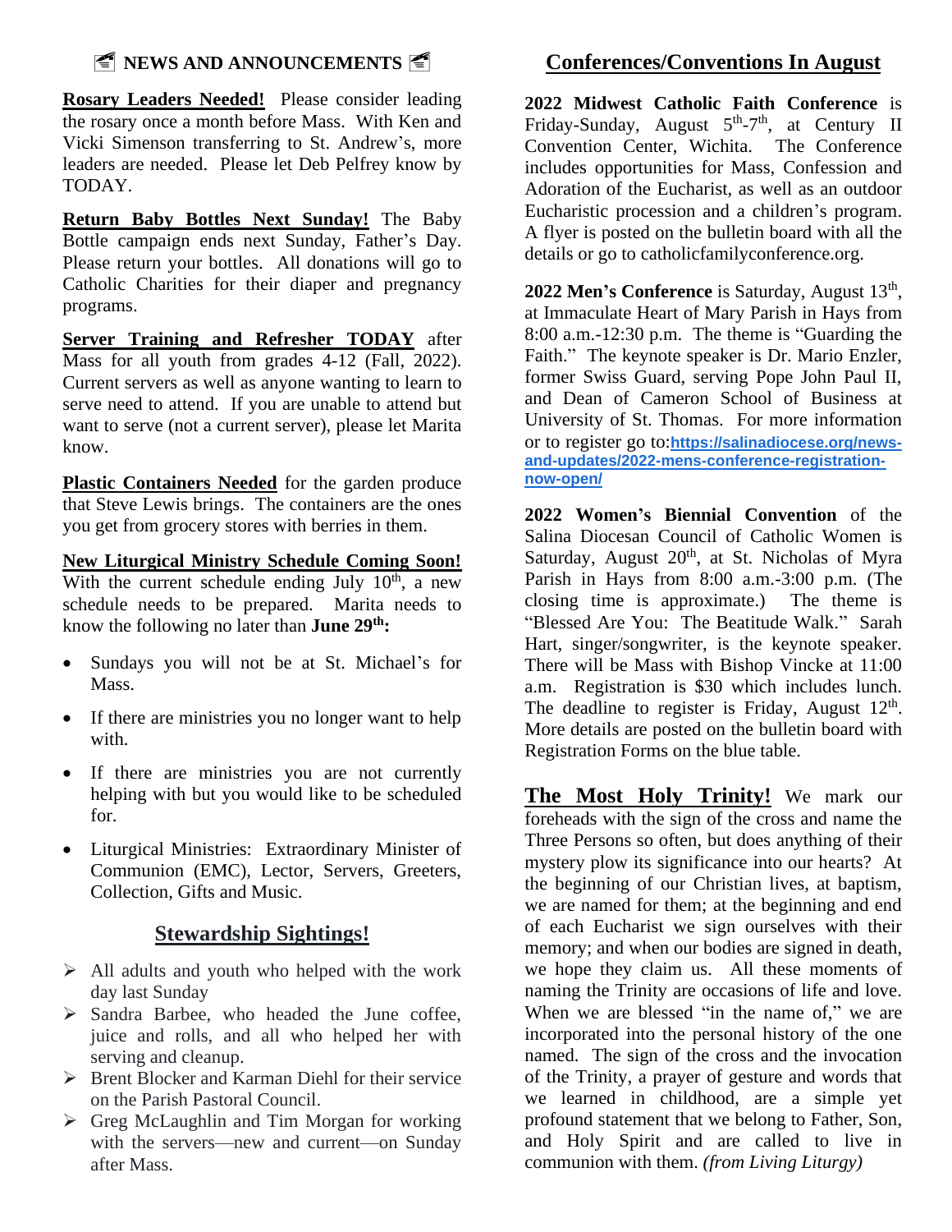## NEWS AND ANNOUNCEMENTS

**Rosary Leaders Needed!** Please consider leading the rosary once a month before Mass. With Ken and Vicki Simenson transferring to St. Andrew's, more leaders are needed. Please let Deb Pelfrey know by TODAY.

**Return Baby Bottles Next Sunday!** The Baby Bottle campaign ends next Sunday, Father's Day. Please return your bottles. All donations will go to Catholic Charities for their diaper and pregnancy programs.

**Server Training and Refresher TODAY** after Mass for all youth from grades 4-12 (Fall, 2022). Current servers as well as anyone wanting to learn to serve need to attend. If you are unable to attend but want to serve (not a current server), please let Marita know.

**Plastic Containers Needed** for the garden produce that Steve Lewis brings. The containers are the ones you get from grocery stores with berries in them.

**New Liturgical Ministry Schedule Coming Soon!** With the current schedule ending July 10th, a new schedule needs to be prepared. Marita needs to know the following no later than **June 29th:**

- Sundays you will not be at St. Michael's for Mass.
- If there are ministries you no longer want to help with.
- If there are ministries you are not currently helping with but you would like to be scheduled for.
- Liturgical Ministries: Extraordinary Minister of Communion (EMC), Lector, Servers, Greeters, Collection, Gifts and Music.

## Stewardship Sightings!

- All adults and youth who helped with the work day last Sunday
- Sandra Barbee, who headed the June coffee, juice and rolls, and all who helped her with serving and cleanup.
- Brent Blocker and Karman Diehl for their service on the Parish Pastoral Council.
- Greg McLaughlin and Tim Morgan for working with the servers—new and current—on Sunday after Mass.

## Conferences/Conventions In August

**2022 Midwest Catholic Faith Conference** is Friday-Sunday, August 5th-7th, at Century II Convention Center, Wichita. The Conference includes opportunities for Mass, Confession and Adoration of the Eucharist, as well as an outdoor Eucharistic procession and a children's program. A flyer is posted on the bulletin board with all the details or go to catholicfamilyconference.org.

**2022 Men's Conference** is Saturday, August 13th, at Immaculate Heart of Mary Parish in Hays from 8:00 a.m.-12:30 p.m. The theme is "Guarding the Faith." The keynote speaker is Dr. Mario Enzler, former Swiss Guard, serving Pope John Paul II, and Dean of Cameron School of Business at University of St. Thomas. For more information or to register go to:**https://salinadiocese.org/news-and-updates/2022-mens-conference-registration-now-open/**

**2022 Women's Biennial Convention** of the Salina Diocesan Council of Catholic Women is Saturday, August 20th, at St. Nicholas of Myra Parish in Hays from 8:00 a.m.-3:00 p.m. (The closing time is approximate.) The theme is "Blessed Are You: The Beatitude Walk." Sarah Hart, singer/songwriter, is the keynote speaker. There will be Mass with Bishop Vincke at 11:00 a.m. Registration is $30 which includes lunch. The deadline to register is Friday, August 12th. More details are posted on the bulletin board with Registration Forms on the blue table.

**The Most Holy Trinity!** We mark our foreheads with the sign of the cross and name the Three Persons so often, but does anything of their mystery plow its significance into our hearts? At the beginning of our Christian lives, at baptism, we are named for them; at the beginning and end of each Eucharist we sign ourselves with their memory; and when our bodies are signed in death, we hope they claim us. All these moments of naming the Trinity are occasions of life and love. When we are blessed "in the name of," we are incorporated into the personal history of the one named. The sign of the cross and the invocation of the Trinity, a prayer of gesture and words that we learned in childhood, are a simple yet profound statement that we belong to Father, Son, and Holy Spirit and are called to live in communion with them. *(from Living Liturgy)*